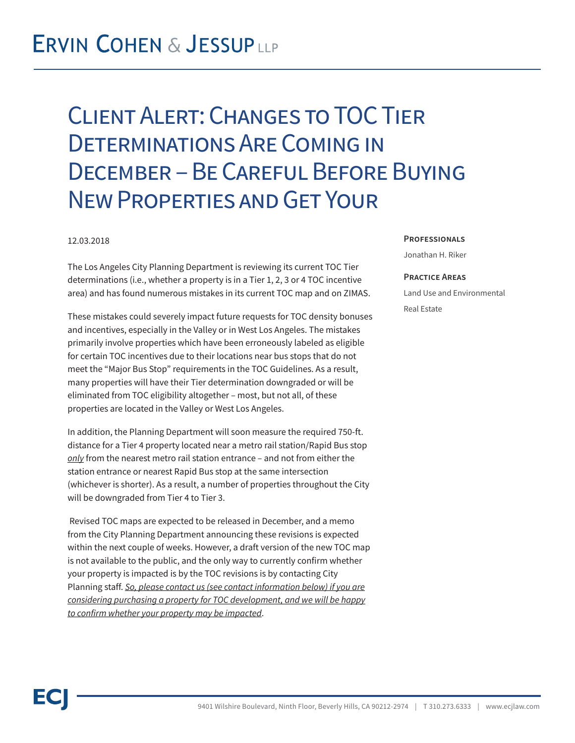# Ervin Cohen & Jessup LLP

# Client Alert: Changes to TOC Tier Determinations Are Coming in December – Be Careful Before Buying New Properties and Get Your

12.03.2018

**Professionals**

Jonathan H. Riker

**Practice Areas**

Land Use and Environmental

Real Estate

The Los Angeles City Planning Department is reviewing its current TOC Tier determinations (i.e., whether a property is in a Tier 1, 2, 3 or 4 TOC incentive area) and has found numerous mistakes in its current TOC map and on ZIMAS.

These mistakes could severely impact future requests for TOC density bonuses and incentives, especially in the Valley or in West Los Angeles. The mistakes primarily involve properties which have been erroneously labeled as eligible for certain TOC incentives due to their locations near bus stops that do not meet the "Major Bus Stop" requirements in the TOC Guidelines. As a result, many properties will have their Tier determination downgraded or will be eliminated from TOC eligibility altogether – most, but not all, of these properties are located in the Valley or West Los Angeles.

In addition, the Planning Department will soon measure the required 750-ft. distance for a Tier 4 property located near a metro rail station/Rapid Bus stop ***only*** from the nearest metro rail station entrance – and not from either the station entrance or nearest Rapid Bus stop at the same intersection (whichever is shorter). As a result, a number of properties throughout the City will be downgraded from Tier 4 to Tier 3.

Revised TOC maps are expected to be released in December, and a memo from the City Planning Department announcing these revisions is expected within the next couple of weeks. However, a draft version of the new TOC map is not available to the public, and the only way to currently confirm whether your property is impacted is by the TOC revisions is by contacting City Planning staff. ***So, please contact us (see contact information below) if you are considering purchasing a property for TOC development, and we will be happy to confirm whether your property may be impacted***.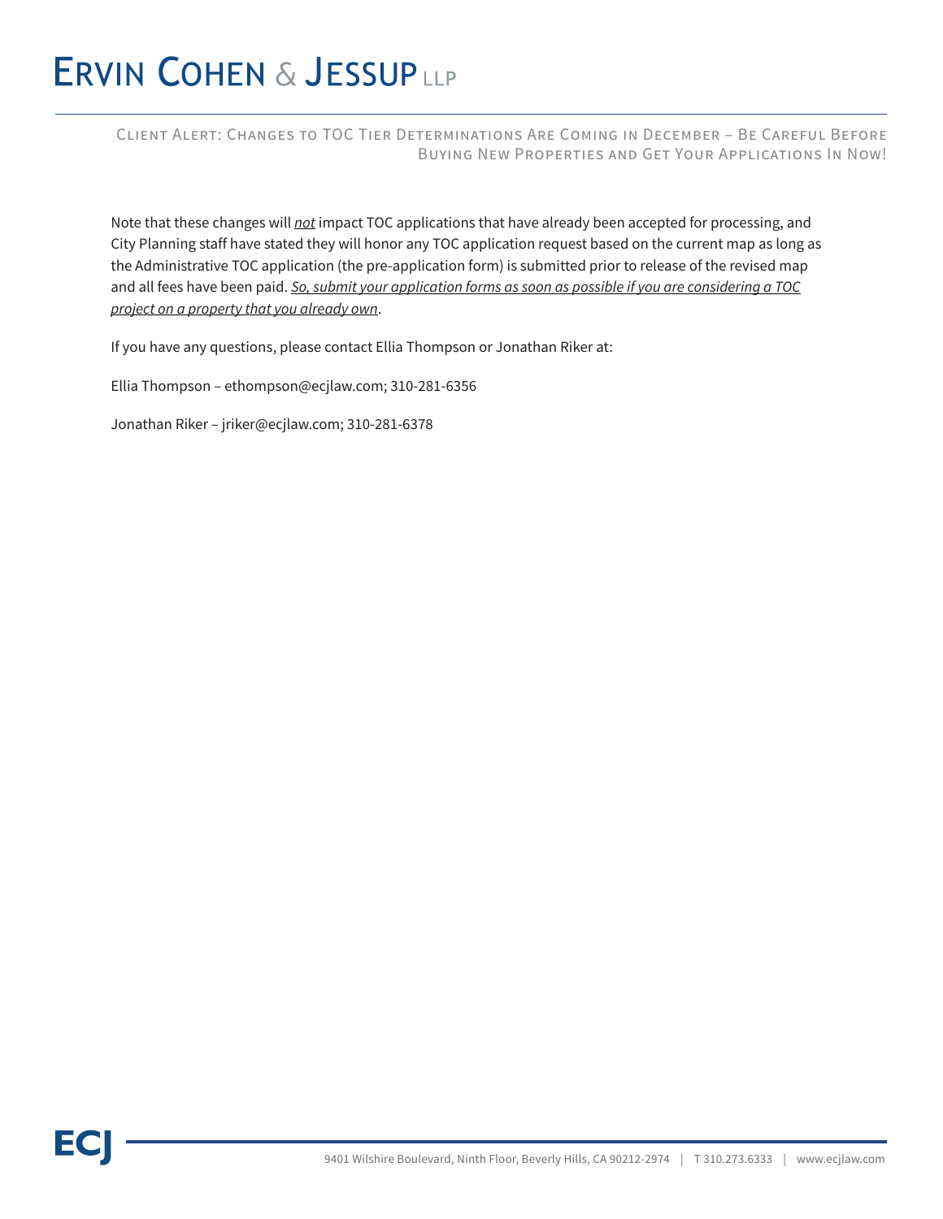Note that these changes will ***not*** impact TOC applications that have already been accepted for processing, and City Planning staff have stated they will honor any TOC application request based on the current map as long as the Administrative TOC application (the pre-application form) is submitted prior to release of the revised map and all fees have been paid. *So, submit your application forms as soon as possible if you are considering a TOC project on a property that you already own*.

If you have any questions, please contact Ellia Thompson or Jonathan Riker at:

Ellia Thompson – ethompson@ecjlaw.com; 310-281-6356

Jonathan Riker – jriker@ecjlaw.com; 310-281-6378